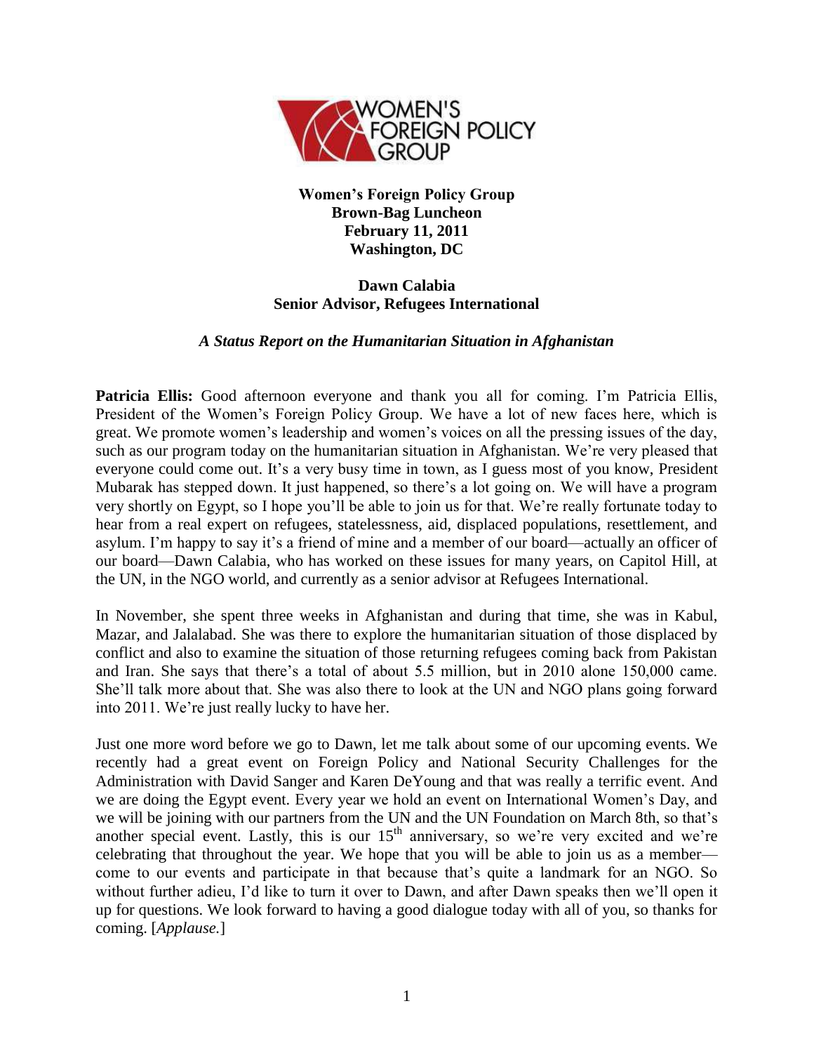**Women's Foreign Policy Group**
**Brown-Bag Luncheon**
**February 11, 2011**
**Washington, DC**

**Dawn Calabia**
**Senior Advisor, Refugees International**

***A Status Report on the Humanitarian Situation in Afghanistan***

**Patricia Ellis:** Good afternoon everyone and thank you all for coming. I'm Patricia Ellis, President of the Women's Foreign Policy Group. We have a lot of new faces here, which is great. We promote women's leadership and women's voices on all the pressing issues of the day, such as our program today on the humanitarian situation in Afghanistan. We're very pleased that everyone could come out. It's a very busy time in town, as I guess most of you know, President Mubarak has stepped down. It just happened, so there's a lot going on. We will have a program very shortly on Egypt, so I hope you'll be able to join us for that. We're really fortunate today to hear from a real expert on refugees, statelessness, aid, displaced populations, resettlement, and asylum. I'm happy to say it's a friend of mine and a member of our board—actually an officer of our board—Dawn Calabia, who has worked on these issues for many years, on Capitol Hill, at the UN, in the NGO world, and currently as a senior advisor at Refugees International.

In November, she spent three weeks in Afghanistan and during that time, she was in Kabul, Mazar, and Jalalabad. She was there to explore the humanitarian situation of those displaced by conflict and also to examine the situation of those returning refugees coming back from Pakistan and Iran. She says that there's a total of about 5.5 million, but in 2010 alone 150,000 came. She'll talk more about that. She was also there to look at the UN and NGO plans going forward into 2011. We're just really lucky to have her.

Just one more word before we go to Dawn, let me talk about some of our upcoming events. We recently had a great event on Foreign Policy and National Security Challenges for the Administration with David Sanger and Karen DeYoung and that was really a terrific event. And we are doing the Egypt event. Every year we hold an event on International Women's Day, and we will be joining with our partners from the UN and the UN Foundation on March 8th, so that's another special event. Lastly, this is our 15th anniversary, so we're very excited and we're celebrating that throughout the year. We hope that you will be able to join us as a member—come to our events and participate in that because that's quite a landmark for an NGO. So without further adieu, I'd like to turn it over to Dawn, and after Dawn speaks then we'll open it up for questions. We look forward to having a good dialogue today with all of you, so thanks for coming. [*Applause.*]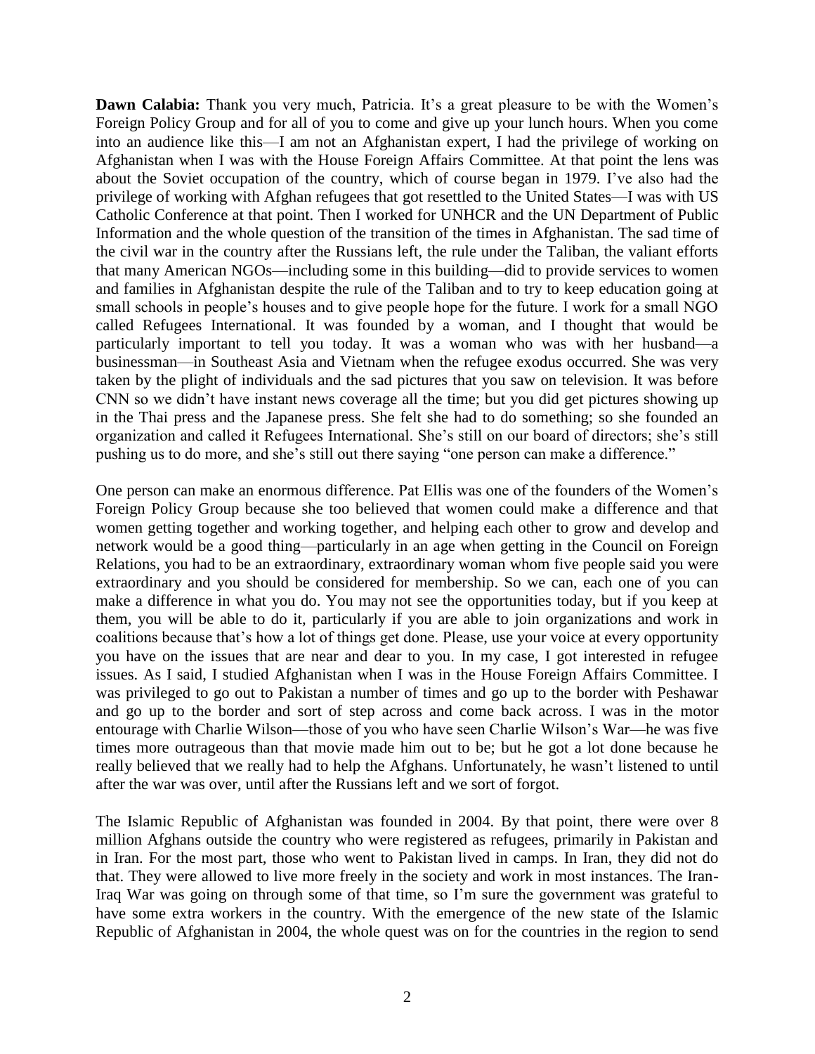**Dawn Calabia:** Thank you very much, Patricia. It's a great pleasure to be with the Women's Foreign Policy Group and for all of you to come and give up your lunch hours. When you come into an audience like this—I am not an Afghanistan expert, I had the privilege of working on Afghanistan when I was with the House Foreign Affairs Committee. At that point the lens was about the Soviet occupation of the country, which of course began in 1979. I've also had the privilege of working with Afghan refugees that got resettled to the United States—I was with US Catholic Conference at that point. Then I worked for UNHCR and the UN Department of Public Information and the whole question of the transition of the times in Afghanistan. The sad time of the civil war in the country after the Russians left, the rule under the Taliban, the valiant efforts that many American NGOs—including some in this building—did to provide services to women and families in Afghanistan despite the rule of the Taliban and to try to keep education going at small schools in people's houses and to give people hope for the future. I work for a small NGO called Refugees International. It was founded by a woman, and I thought that would be particularly important to tell you today. It was a woman who was with her husband—a businessman—in Southeast Asia and Vietnam when the refugee exodus occurred. She was very taken by the plight of individuals and the sad pictures that you saw on television. It was before CNN so we didn't have instant news coverage all the time; but you did get pictures showing up in the Thai press and the Japanese press. She felt she had to do something; so she founded an organization and called it Refugees International. She's still on our board of directors; she's still pushing us to do more, and she's still out there saying "one person can make a difference."

One person can make an enormous difference. Pat Ellis was one of the founders of the Women's Foreign Policy Group because she too believed that women could make a difference and that women getting together and working together, and helping each other to grow and develop and network would be a good thing—particularly in an age when getting in the Council on Foreign Relations, you had to be an extraordinary, extraordinary woman whom five people said you were extraordinary and you should be considered for membership. So we can, each one of you can make a difference in what you do. You may not see the opportunities today, but if you keep at them, you will be able to do it, particularly if you are able to join organizations and work in coalitions because that's how a lot of things get done. Please, use your voice at every opportunity you have on the issues that are near and dear to you. In my case, I got interested in refugee issues. As I said, I studied Afghanistan when I was in the House Foreign Affairs Committee. I was privileged to go out to Pakistan a number of times and go up to the border with Peshawar and go up to the border and sort of step across and come back across. I was in the motor entourage with Charlie Wilson—those of you who have seen Charlie Wilson's War—he was five times more outrageous than that movie made him out to be; but he got a lot done because he really believed that we really had to help the Afghans. Unfortunately, he wasn't listened to until after the war was over, until after the Russians left and we sort of forgot.

The Islamic Republic of Afghanistan was founded in 2004. By that point, there were over 8 million Afghans outside the country who were registered as refugees, primarily in Pakistan and in Iran. For the most part, those who went to Pakistan lived in camps. In Iran, they did not do that. They were allowed to live more freely in the society and work in most instances. The Iran-Iraq War was going on through some of that time, so I'm sure the government was grateful to have some extra workers in the country. With the emergence of the new state of the Islamic Republic of Afghanistan in 2004, the whole quest was on for the countries in the region to send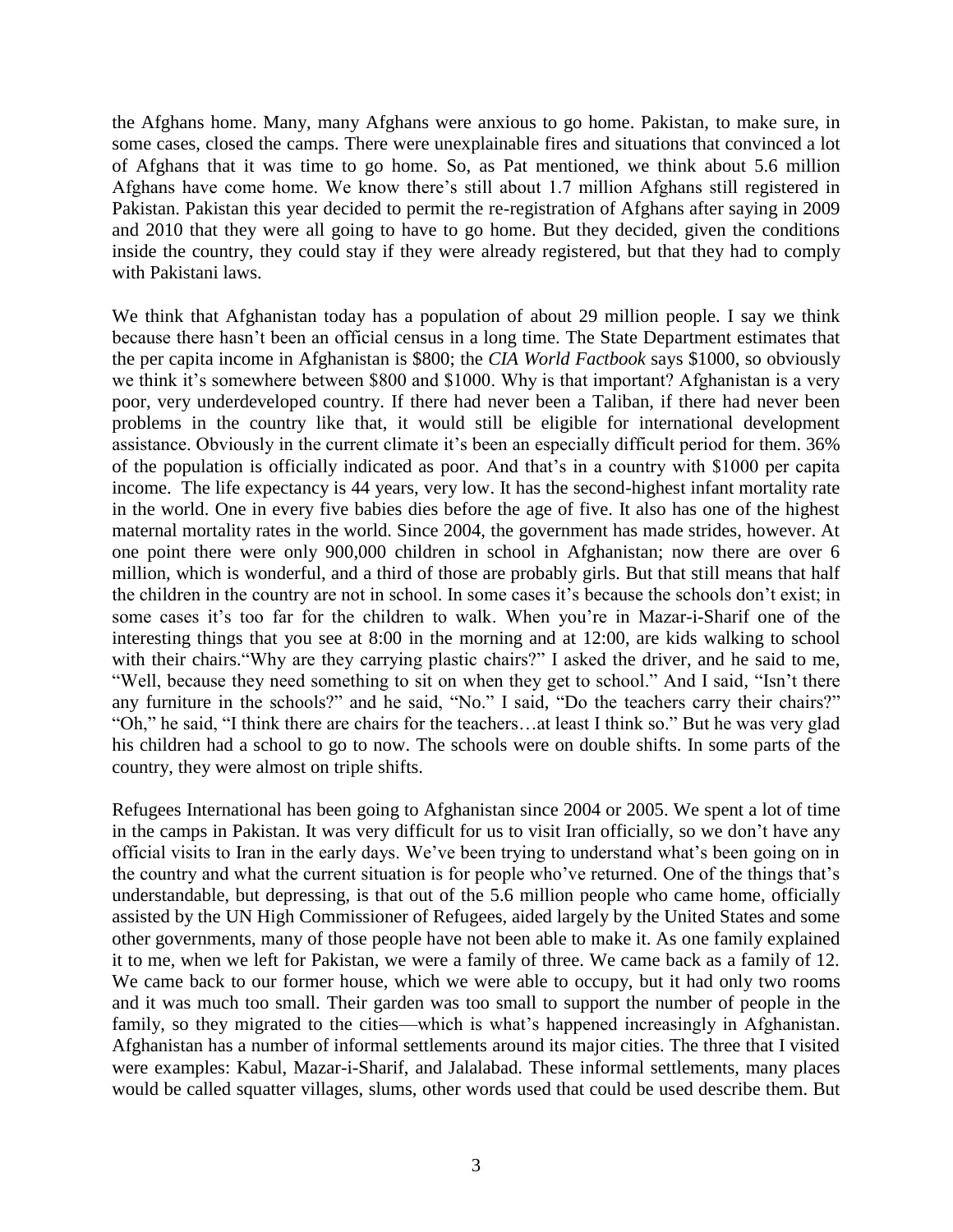the Afghans home. Many, many Afghans were anxious to go home. Pakistan, to make sure, in some cases, closed the camps. There were unexplainable fires and situations that convinced a lot of Afghans that it was time to go home. So, as Pat mentioned, we think about 5.6 million Afghans have come home. We know there's still about 1.7 million Afghans still registered in Pakistan. Pakistan this year decided to permit the re-registration of Afghans after saying in 2009 and 2010 that they were all going to have to go home. But they decided, given the conditions inside the country, they could stay if they were already registered, but that they had to comply with Pakistani laws.

We think that Afghanistan today has a population of about 29 million people. I say we think because there hasn't been an official census in a long time. The State Department estimates that the per capita income in Afghanistan is $800; the *CIA World Factbook* says $1000, so obviously we think it's somewhere between $800 and $1000. Why is that important? Afghanistan is a very poor, very underdeveloped country. If there had never been a Taliban, if there had never been problems in the country like that, it would still be eligible for international development assistance. Obviously in the current climate it's been an especially difficult period for them. 36% of the population is officially indicated as poor. And that's in a country with $1000 per capita income. The life expectancy is 44 years, very low. It has the second-highest infant mortality rate in the world. One in every five babies dies before the age of five. It also has one of the highest maternal mortality rates in the world. Since 2004, the government has made strides, however. At one point there were only 900,000 children in school in Afghanistan; now there are over 6 million, which is wonderful, and a third of those are probably girls. But that still means that half the children in the country are not in school. In some cases it's because the schools don't exist; in some cases it's too far for the children to walk. When you're in Mazar-i-Sharif one of the interesting things that you see at 8:00 in the morning and at 12:00, are kids walking to school with their chairs."Why are they carrying plastic chairs?" I asked the driver, and he said to me, "Well, because they need something to sit on when they get to school." And I said, "Isn't there any furniture in the schools?" and he said, "No." I said, "Do the teachers carry their chairs?" "Oh," he said, "I think there are chairs for the teachers…at least I think so." But he was very glad his children had a school to go to now. The schools were on double shifts. In some parts of the country, they were almost on triple shifts.

Refugees International has been going to Afghanistan since 2004 or 2005. We spent a lot of time in the camps in Pakistan. It was very difficult for us to visit Iran officially, so we don't have any official visits to Iran in the early days. We've been trying to understand what's been going on in the country and what the current situation is for people who've returned. One of the things that's understandable, but depressing, is that out of the 5.6 million people who came home, officially assisted by the UN High Commissioner of Refugees, aided largely by the United States and some other governments, many of those people have not been able to make it. As one family explained it to me, when we left for Pakistan, we were a family of three. We came back as a family of 12. We came back to our former house, which we were able to occupy, but it had only two rooms and it was much too small. Their garden was too small to support the number of people in the family, so they migrated to the cities—which is what's happened increasingly in Afghanistan. Afghanistan has a number of informal settlements around its major cities. The three that I visited were examples: Kabul, Mazar-i-Sharif, and Jalalabad. These informal settlements, many places would be called squatter villages, slums, other words used that could be used describe them. But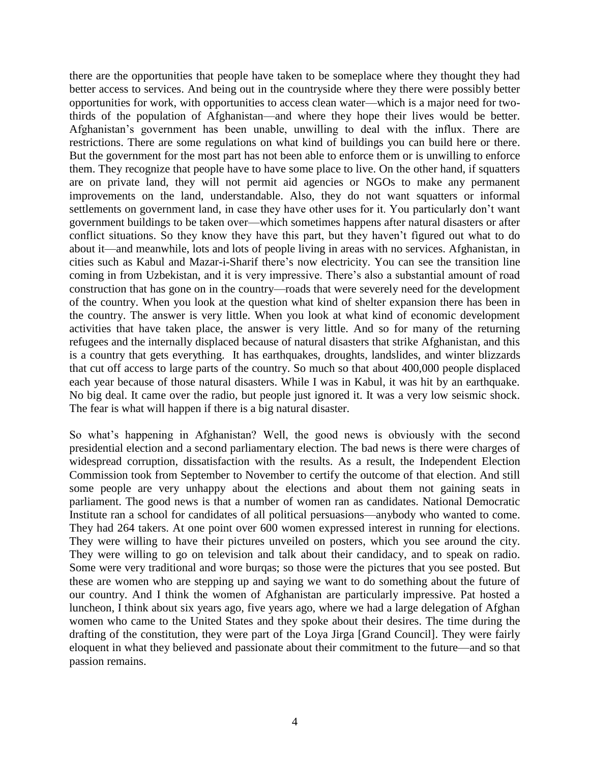there are the opportunities that people have taken to be someplace where they thought they had better access to services. And being out in the countryside where they there were possibly better opportunities for work, with opportunities to access clean water—which is a major need for two-thirds of the population of Afghanistan—and where they hope their lives would be better. Afghanistan's government has been unable, unwilling to deal with the influx. There are restrictions. There are some regulations on what kind of buildings you can build here or there. But the government for the most part has not been able to enforce them or is unwilling to enforce them. They recognize that people have to have some place to live. On the other hand, if squatters are on private land, they will not permit aid agencies or NGOs to make any permanent improvements on the land, understandable. Also, they do not want squatters or informal settlements on government land, in case they have other uses for it. You particularly don't want government buildings to be taken over—which sometimes happens after natural disasters or after conflict situations. So they know they have this part, but they haven't figured out what to do about it—and meanwhile, lots and lots of people living in areas with no services. Afghanistan, in cities such as Kabul and Mazar-i-Sharif there's now electricity. You can see the transition line coming in from Uzbekistan, and it is very impressive. There's also a substantial amount of road construction that has gone on in the country—roads that were severely need for the development of the country. When you look at the question what kind of shelter expansion there has been in the country. The answer is very little. When you look at what kind of economic development activities that have taken place, the answer is very little. And so for many of the returning refugees and the internally displaced because of natural disasters that strike Afghanistan, and this is a country that gets everything. It has earthquakes, droughts, landslides, and winter blizzards that cut off access to large parts of the country. So much so that about 400,000 people displaced each year because of those natural disasters. While I was in Kabul, it was hit by an earthquake. No big deal. It came over the radio, but people just ignored it. It was a very low seismic shock. The fear is what will happen if there is a big natural disaster.

So what's happening in Afghanistan? Well, the good news is obviously with the second presidential election and a second parliamentary election. The bad news is there were charges of widespread corruption, dissatisfaction with the results. As a result, the Independent Election Commission took from September to November to certify the outcome of that election. And still some people are very unhappy about the elections and about them not gaining seats in parliament. The good news is that a number of women ran as candidates. National Democratic Institute ran a school for candidates of all political persuasions—anybody who wanted to come. They had 264 takers. At one point over 600 women expressed interest in running for elections. They were willing to have their pictures unveiled on posters, which you see around the city. They were willing to go on television and talk about their candidacy, and to speak on radio. Some were very traditional and wore burqas; so those were the pictures that you see posted. But these are women who are stepping up and saying we want to do something about the future of our country. And I think the women of Afghanistan are particularly impressive. Pat hosted a luncheon, I think about six years ago, five years ago, where we had a large delegation of Afghan women who came to the United States and they spoke about their desires. The time during the drafting of the constitution, they were part of the Loya Jirga [Grand Council]. They were fairly eloquent in what they believed and passionate about their commitment to the future—and so that passion remains.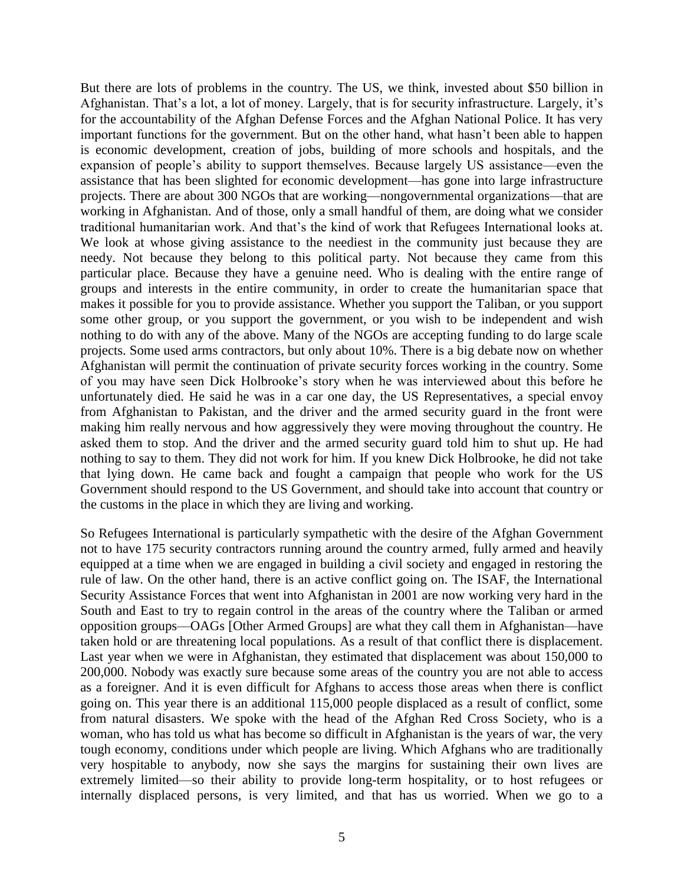But there are lots of problems in the country. The US, we think, invested about $50 billion in Afghanistan. That's a lot, a lot of money. Largely, that is for security infrastructure. Largely, it's for the accountability of the Afghan Defense Forces and the Afghan National Police. It has very important functions for the government. But on the other hand, what hasn't been able to happen is economic development, creation of jobs, building of more schools and hospitals, and the expansion of people's ability to support themselves. Because largely US assistance—even the assistance that has been slighted for economic development—has gone into large infrastructure projects. There are about 300 NGOs that are working—nongovernmental organizations—that are working in Afghanistan. And of those, only a small handful of them, are doing what we consider traditional humanitarian work. And that's the kind of work that Refugees International looks at. We look at whose giving assistance to the neediest in the community just because they are needy. Not because they belong to this political party. Not because they came from this particular place. Because they have a genuine need. Who is dealing with the entire range of groups and interests in the entire community, in order to create the humanitarian space that makes it possible for you to provide assistance. Whether you support the Taliban, or you support some other group, or you support the government, or you wish to be independent and wish nothing to do with any of the above. Many of the NGOs are accepting funding to do large scale projects. Some used arms contractors, but only about 10%. There is a big debate now on whether Afghanistan will permit the continuation of private security forces working in the country. Some of you may have seen Dick Holbrooke's story when he was interviewed about this before he unfortunately died. He said he was in a car one day, the US Representatives, a special envoy from Afghanistan to Pakistan, and the driver and the armed security guard in the front were making him really nervous and how aggressively they were moving throughout the country. He asked them to stop. And the driver and the armed security guard told him to shut up. He had nothing to say to them. They did not work for him. If you knew Dick Holbrooke, he did not take that lying down. He came back and fought a campaign that people who work for the US Government should respond to the US Government, and should take into account that country or the customs in the place in which they are living and working.

So Refugees International is particularly sympathetic with the desire of the Afghan Government not to have 175 security contractors running around the country armed, fully armed and heavily equipped at a time when we are engaged in building a civil society and engaged in restoring the rule of law. On the other hand, there is an active conflict going on. The ISAF, the International Security Assistance Forces that went into Afghanistan in 2001 are now working very hard in the South and East to try to regain control in the areas of the country where the Taliban or armed opposition groups—OAGs [Other Armed Groups] are what they call them in Afghanistan—have taken hold or are threatening local populations. As a result of that conflict there is displacement. Last year when we were in Afghanistan, they estimated that displacement was about 150,000 to 200,000. Nobody was exactly sure because some areas of the country you are not able to access as a foreigner. And it is even difficult for Afghans to access those areas when there is conflict going on. This year there is an additional 115,000 people displaced as a result of conflict, some from natural disasters. We spoke with the head of the Afghan Red Cross Society, who is a woman, who has told us what has become so difficult in Afghanistan is the years of war, the very tough economy, conditions under which people are living. Which Afghans who are traditionally very hospitable to anybody, now she says the margins for sustaining their own lives are extremely limited—so their ability to provide long-term hospitality, or to host refugees or internally displaced persons, is very limited, and that has us worried. When we go to a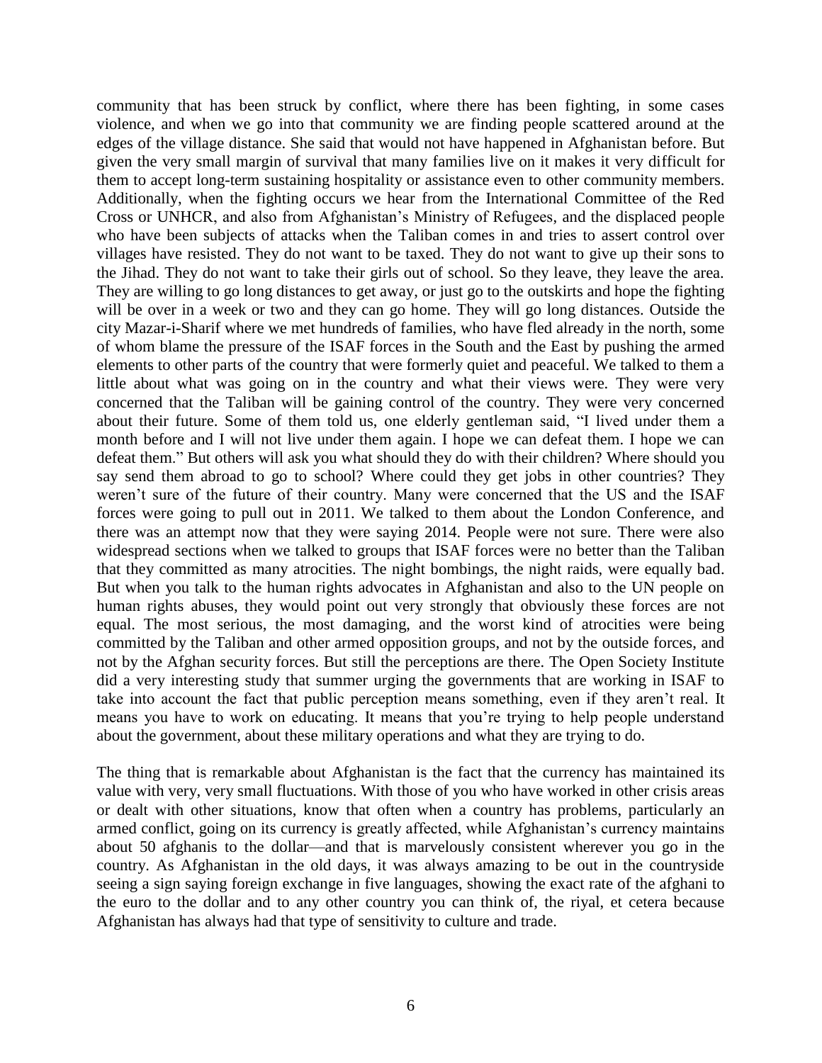community that has been struck by conflict, where there has been fighting, in some cases violence, and when we go into that community we are finding people scattered around at the edges of the village distance. She said that would not have happened in Afghanistan before. But given the very small margin of survival that many families live on it makes it very difficult for them to accept long-term sustaining hospitality or assistance even to other community members. Additionally, when the fighting occurs we hear from the International Committee of the Red Cross or UNHCR, and also from Afghanistan's Ministry of Refugees, and the displaced people who have been subjects of attacks when the Taliban comes in and tries to assert control over villages have resisted. They do not want to be taxed. They do not want to give up their sons to the Jihad. They do not want to take their girls out of school. So they leave, they leave the area. They are willing to go long distances to get away, or just go to the outskirts and hope the fighting will be over in a week or two and they can go home. They will go long distances. Outside the city Mazar-i-Sharif where we met hundreds of families, who have fled already in the north, some of whom blame the pressure of the ISAF forces in the South and the East by pushing the armed elements to other parts of the country that were formerly quiet and peaceful. We talked to them a little about what was going on in the country and what their views were. They were very concerned that the Taliban will be gaining control of the country. They were very concerned about their future. Some of them told us, one elderly gentleman said, "I lived under them a month before and I will not live under them again. I hope we can defeat them. I hope we can defeat them." But others will ask you what should they do with their children? Where should you say send them abroad to go to school? Where could they get jobs in other countries? They weren't sure of the future of their country. Many were concerned that the US and the ISAF forces were going to pull out in 2011. We talked to them about the London Conference, and there was an attempt now that they were saying 2014. People were not sure. There were also widespread sections when we talked to groups that ISAF forces were no better than the Taliban that they committed as many atrocities. The night bombings, the night raids, were equally bad. But when you talk to the human rights advocates in Afghanistan and also to the UN people on human rights abuses, they would point out very strongly that obviously these forces are not equal. The most serious, the most damaging, and the worst kind of atrocities were being committed by the Taliban and other armed opposition groups, and not by the outside forces, and not by the Afghan security forces. But still the perceptions are there. The Open Society Institute did a very interesting study that summer urging the governments that are working in ISAF to take into account the fact that public perception means something, even if they aren't real. It means you have to work on educating. It means that you're trying to help people understand about the government, about these military operations and what they are trying to do.

The thing that is remarkable about Afghanistan is the fact that the currency has maintained its value with very, very small fluctuations. With those of you who have worked in other crisis areas or dealt with other situations, know that often when a country has problems, particularly an armed conflict, going on its currency is greatly affected, while Afghanistan's currency maintains about 50 afghanis to the dollar—and that is marvelously consistent wherever you go in the country. As Afghanistan in the old days, it was always amazing to be out in the countryside seeing a sign saying foreign exchange in five languages, showing the exact rate of the afghani to the euro to the dollar and to any other country you can think of, the riyal, et cetera because Afghanistan has always had that type of sensitivity to culture and trade.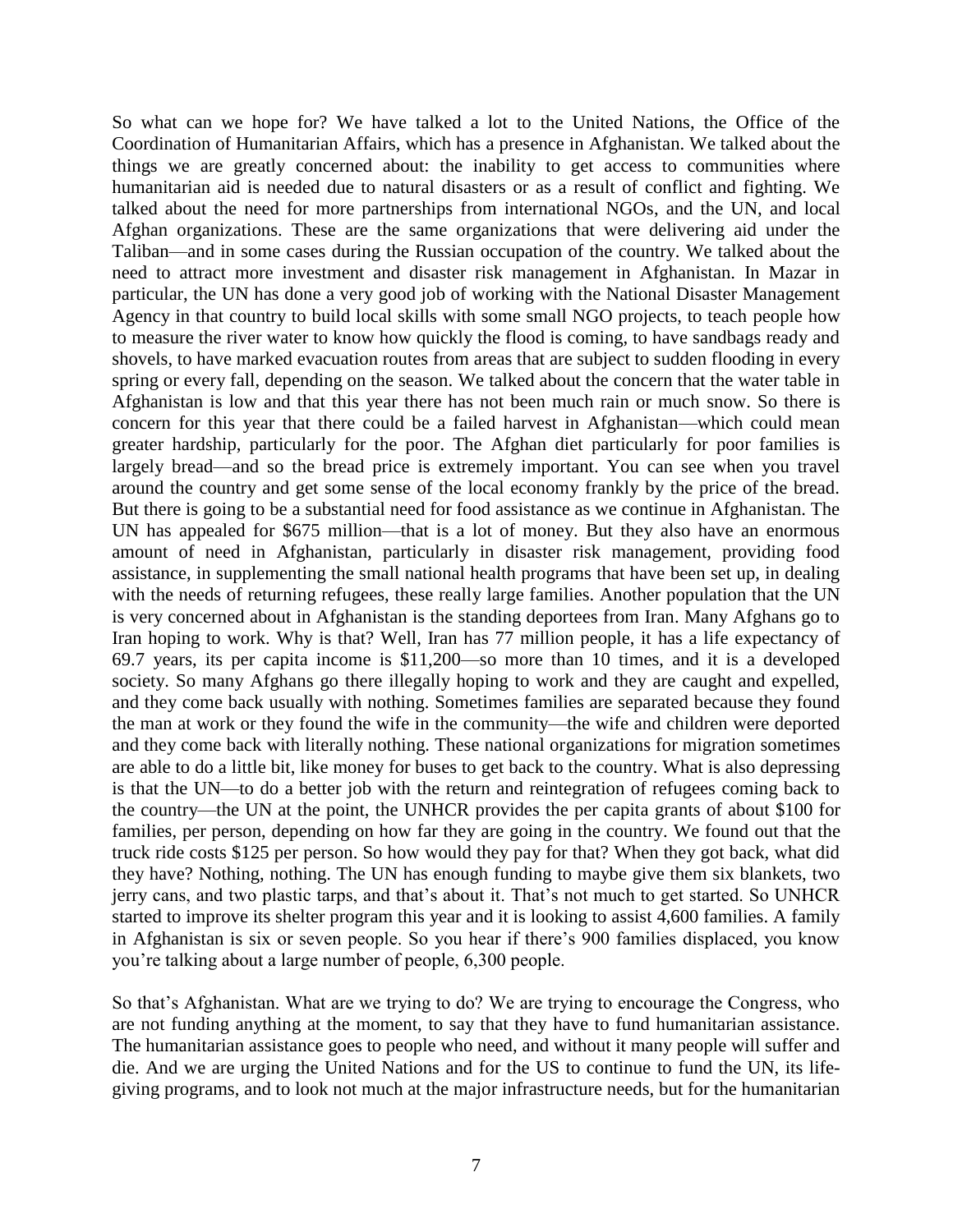So what can we hope for? We have talked a lot to the United Nations, the Office of the Coordination of Humanitarian Affairs, which has a presence in Afghanistan. We talked about the things we are greatly concerned about: the inability to get access to communities where humanitarian aid is needed due to natural disasters or as a result of conflict and fighting. We talked about the need for more partnerships from international NGOs, and the UN, and local Afghan organizations. These are the same organizations that were delivering aid under the Taliban—and in some cases during the Russian occupation of the country. We talked about the need to attract more investment and disaster risk management in Afghanistan. In Mazar in particular, the UN has done a very good job of working with the National Disaster Management Agency in that country to build local skills with some small NGO projects, to teach people how to measure the river water to know how quickly the flood is coming, to have sandbags ready and shovels, to have marked evacuation routes from areas that are subject to sudden flooding in every spring or every fall, depending on the season. We talked about the concern that the water table in Afghanistan is low and that this year there has not been much rain or much snow. So there is concern for this year that there could be a failed harvest in Afghanistan—which could mean greater hardship, particularly for the poor. The Afghan diet particularly for poor families is largely bread—and so the bread price is extremely important. You can see when you travel around the country and get some sense of the local economy frankly by the price of the bread. But there is going to be a substantial need for food assistance as we continue in Afghanistan. The UN has appealed for \$675 million—that is a lot of money. But they also have an enormous amount of need in Afghanistan, particularly in disaster risk management, providing food assistance, in supplementing the small national health programs that have been set up, in dealing with the needs of returning refugees, these really large families. Another population that the UN is very concerned about in Afghanistan is the standing deportees from Iran. Many Afghans go to Iran hoping to work. Why is that? Well, Iran has 77 million people, it has a life expectancy of 69.7 years, its per capita income is \$11,200—so more than 10 times, and it is a developed society. So many Afghans go there illegally hoping to work and they are caught and expelled, and they come back usually with nothing. Sometimes families are separated because they found the man at work or they found the wife in the community—the wife and children were deported and they come back with literally nothing. These national organizations for migration sometimes are able to do a little bit, like money for buses to get back to the country. What is also depressing is that the UN—to do a better job with the return and reintegration of refugees coming back to the country—the UN at the point, the UNHCR provides the per capita grants of about \$100 for families, per person, depending on how far they are going in the country. We found out that the truck ride costs \$125 per person. So how would they pay for that? When they got back, what did they have? Nothing, nothing. The UN has enough funding to maybe give them six blankets, two jerry cans, and two plastic tarps, and that's about it. That's not much to get started. So UNHCR started to improve its shelter program this year and it is looking to assist 4,600 families. A family in Afghanistan is six or seven people. So you hear if there's 900 families displaced, you know you're talking about a large number of people, 6,300 people.

So that's Afghanistan. What are we trying to do? We are trying to encourage the Congress, who are not funding anything at the moment, to say that they have to fund humanitarian assistance. The humanitarian assistance goes to people who need, and without it many people will suffer and die. And we are urging the United Nations and for the US to continue to fund the UN, its life-giving programs, and to look not much at the major infrastructure needs, but for the humanitarian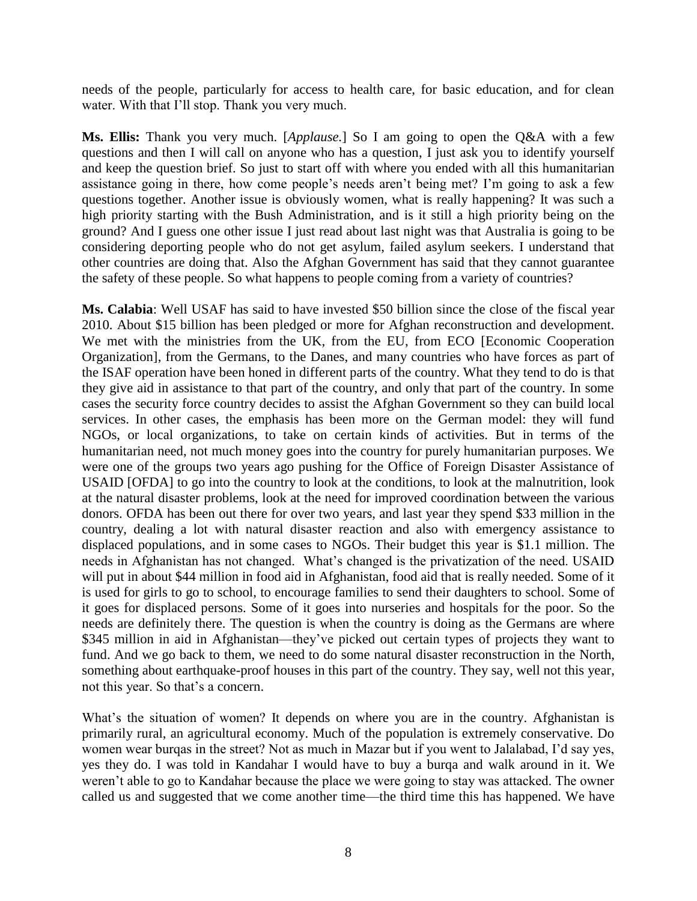needs of the people, particularly for access to health care, for basic education, and for clean water. With that I'll stop. Thank you very much.

**Ms. Ellis:** Thank you very much. [*Applause*.] So I am going to open the Q&A with a few questions and then I will call on anyone who has a question, I just ask you to identify yourself and keep the question brief. So just to start off with where you ended with all this humanitarian assistance going in there, how come people's needs aren't being met? I'm going to ask a few questions together. Another issue is obviously women, what is really happening? It was such a high priority starting with the Bush Administration, and is it still a high priority being on the ground? And I guess one other issue I just read about last night was that Australia is going to be considering deporting people who do not get asylum, failed asylum seekers. I understand that other countries are doing that. Also the Afghan Government has said that they cannot guarantee the safety of these people. So what happens to people coming from a variety of countries?

**Ms. Calabia**: Well USAF has said to have invested \$50 billion since the close of the fiscal year 2010. About \$15 billion has been pledged or more for Afghan reconstruction and development. We met with the ministries from the UK, from the EU, from ECO [Economic Cooperation Organization], from the Germans, to the Danes, and many countries who have forces as part of the ISAF operation have been honed in different parts of the country. What they tend to do is that they give aid in assistance to that part of the country, and only that part of the country. In some cases the security force country decides to assist the Afghan Government so they can build local services. In other cases, the emphasis has been more on the German model: they will fund NGOs, or local organizations, to take on certain kinds of activities. But in terms of the humanitarian need, not much money goes into the country for purely humanitarian purposes. We were one of the groups two years ago pushing for the Office of Foreign Disaster Assistance of USAID [OFDA] to go into the country to look at the conditions, to look at the malnutrition, look at the natural disaster problems, look at the need for improved coordination between the various donors. OFDA has been out there for over two years, and last year they spend \$33 million in the country, dealing a lot with natural disaster reaction and also with emergency assistance to displaced populations, and in some cases to NGOs. Their budget this year is \$1.1 million. The needs in Afghanistan has not changed. What's changed is the privatization of the need. USAID will put in about \$44 million in food aid in Afghanistan, food aid that is really needed. Some of it is used for girls to go to school, to encourage families to send their daughters to school. Some of it goes for displaced persons. Some of it goes into nurseries and hospitals for the poor. So the needs are definitely there. The question is when the country is doing as the Germans are where \$345 million in aid in Afghanistan—they've picked out certain types of projects they want to fund. And we go back to them, we need to do some natural disaster reconstruction in the North, something about earthquake-proof houses in this part of the country. They say, well not this year, not this year. So that's a concern.

What's the situation of women? It depends on where you are in the country. Afghanistan is primarily rural, an agricultural economy. Much of the population is extremely conservative. Do women wear burqas in the street? Not as much in Mazar but if you went to Jalalabad, I'd say yes, yes they do. I was told in Kandahar I would have to buy a burqa and walk around in it. We weren't able to go to Kandahar because the place we were going to stay was attacked. The owner called us and suggested that we come another time—the third time this has happened. We have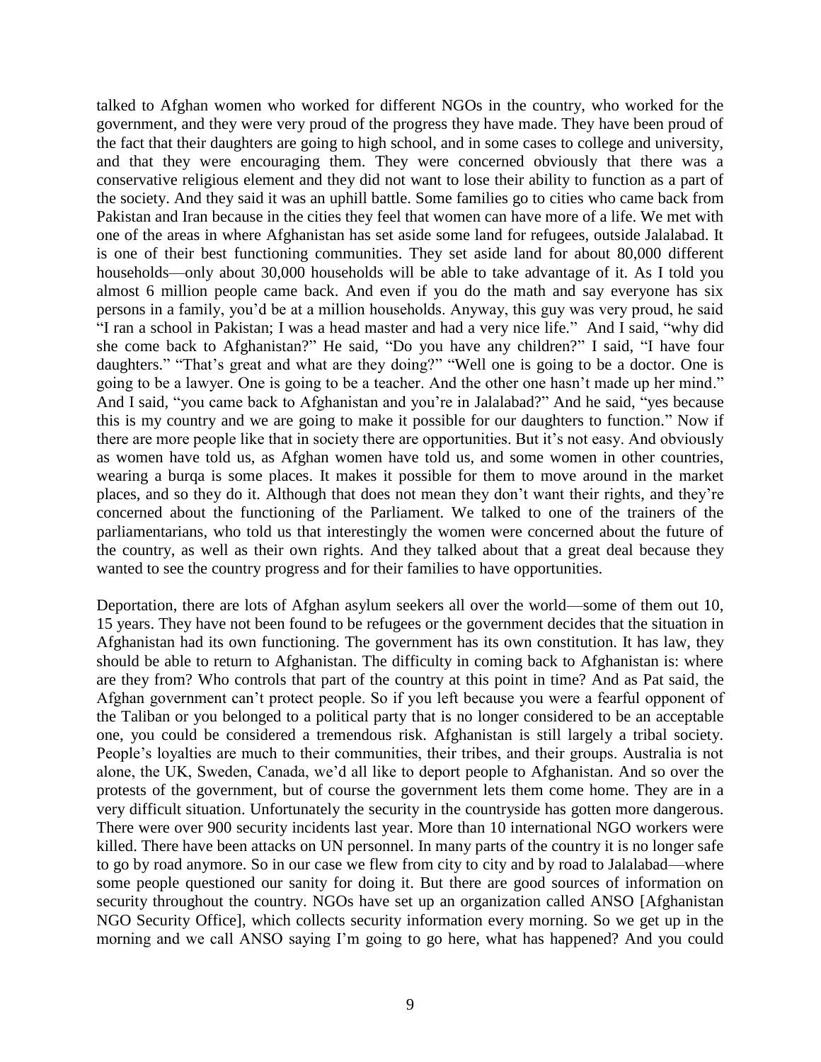talked to Afghan women who worked for different NGOs in the country, who worked for the government, and they were very proud of the progress they have made. They have been proud of the fact that their daughters are going to high school, and in some cases to college and university, and that they were encouraging them. They were concerned obviously that there was a conservative religious element and they did not want to lose their ability to function as a part of the society. And they said it was an uphill battle. Some families go to cities who came back from Pakistan and Iran because in the cities they feel that women can have more of a life. We met with one of the areas in where Afghanistan has set aside some land for refugees, outside Jalalabad. It is one of their best functioning communities. They set aside land for about 80,000 different households—only about 30,000 households will be able to take advantage of it. As I told you almost 6 million people came back. And even if you do the math and say everyone has six persons in a family, you'd be at a million households. Anyway, this guy was very proud, he said "I ran a school in Pakistan; I was a head master and had a very nice life." And I said, "why did she come back to Afghanistan?" He said, "Do you have any children?" I said, "I have four daughters." "That's great and what are they doing?" "Well one is going to be a doctor. One is going to be a lawyer. One is going to be a teacher. And the other one hasn't made up her mind." And I said, "you came back to Afghanistan and you're in Jalalabad?" And he said, "yes because this is my country and we are going to make it possible for our daughters to function." Now if there are more people like that in society there are opportunities. But it's not easy. And obviously as women have told us, as Afghan women have told us, and some women in other countries, wearing a burqa is some places. It makes it possible for them to move around in the market places, and so they do it. Although that does not mean they don't want their rights, and they're concerned about the functioning of the Parliament. We talked to one of the trainers of the parliamentarians, who told us that interestingly the women were concerned about the future of the country, as well as their own rights. And they talked about that a great deal because they wanted to see the country progress and for their families to have opportunities.

Deportation, there are lots of Afghan asylum seekers all over the world—some of them out 10, 15 years. They have not been found to be refugees or the government decides that the situation in Afghanistan had its own functioning. The government has its own constitution. It has law, they should be able to return to Afghanistan. The difficulty in coming back to Afghanistan is: where are they from? Who controls that part of the country at this point in time? And as Pat said, the Afghan government can't protect people. So if you left because you were a fearful opponent of the Taliban or you belonged to a political party that is no longer considered to be an acceptable one, you could be considered a tremendous risk. Afghanistan is still largely a tribal society. People's loyalties are much to their communities, their tribes, and their groups. Australia is not alone, the UK, Sweden, Canada, we'd all like to deport people to Afghanistan. And so over the protests of the government, but of course the government lets them come home. They are in a very difficult situation. Unfortunately the security in the countryside has gotten more dangerous. There were over 900 security incidents last year. More than 10 international NGO workers were killed. There have been attacks on UN personnel. In many parts of the country it is no longer safe to go by road anymore. So in our case we flew from city to city and by road to Jalalabad—where some people questioned our sanity for doing it. But there are good sources of information on security throughout the country. NGOs have set up an organization called ANSO [Afghanistan NGO Security Office], which collects security information every morning. So we get up in the morning and we call ANSO saying I'm going to go here, what has happened? And you could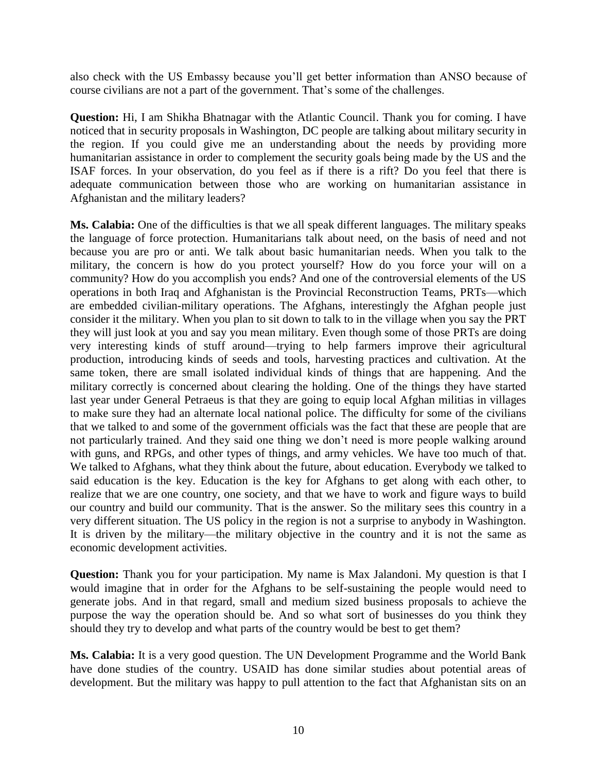also check with the US Embassy because you'll get better information than ANSO because of course civilians are not a part of the government. That's some of the challenges.

**Question:** Hi, I am Shikha Bhatnagar with the Atlantic Council. Thank you for coming. I have noticed that in security proposals in Washington, DC people are talking about military security in the region. If you could give me an understanding about the needs by providing more humanitarian assistance in order to complement the security goals being made by the US and the ISAF forces. In your observation, do you feel as if there is a rift? Do you feel that there is adequate communication between those who are working on humanitarian assistance in Afghanistan and the military leaders?

**Ms. Calabia:** One of the difficulties is that we all speak different languages. The military speaks the language of force protection. Humanitarians talk about need, on the basis of need and not because you are pro or anti. We talk about basic humanitarian needs. When you talk to the military, the concern is how do you protect yourself? How do you force your will on a community? How do you accomplish you ends? And one of the controversial elements of the US operations in both Iraq and Afghanistan is the Provincial Reconstruction Teams, PRTs—which are embedded civilian-military operations. The Afghans, interestingly the Afghan people just consider it the military. When you plan to sit down to talk to in the village when you say the PRT they will just look at you and say you mean military. Even though some of those PRTs are doing very interesting kinds of stuff around—trying to help farmers improve their agricultural production, introducing kinds of seeds and tools, harvesting practices and cultivation. At the same token, there are small isolated individual kinds of things that are happening. And the military correctly is concerned about clearing the holding. One of the things they have started last year under General Petraeus is that they are going to equip local Afghan militias in villages to make sure they had an alternate local national police. The difficulty for some of the civilians that we talked to and some of the government officials was the fact that these are people that are not particularly trained. And they said one thing we don't need is more people walking around with guns, and RPGs, and other types of things, and army vehicles. We have too much of that. We talked to Afghans, what they think about the future, about education. Everybody we talked to said education is the key. Education is the key for Afghans to get along with each other, to realize that we are one country, one society, and that we have to work and figure ways to build our country and build our community. That is the answer. So the military sees this country in a very different situation. The US policy in the region is not a surprise to anybody in Washington. It is driven by the military—the military objective in the country and it is not the same as economic development activities.

**Question:** Thank you for your participation. My name is Max Jalandoni. My question is that I would imagine that in order for the Afghans to be self-sustaining the people would need to generate jobs. And in that regard, small and medium sized business proposals to achieve the purpose the way the operation should be. And so what sort of businesses do you think they should they try to develop and what parts of the country would be best to get them?

**Ms. Calabia:** It is a very good question. The UN Development Programme and the World Bank have done studies of the country. USAID has done similar studies about potential areas of development. But the military was happy to pull attention to the fact that Afghanistan sits on an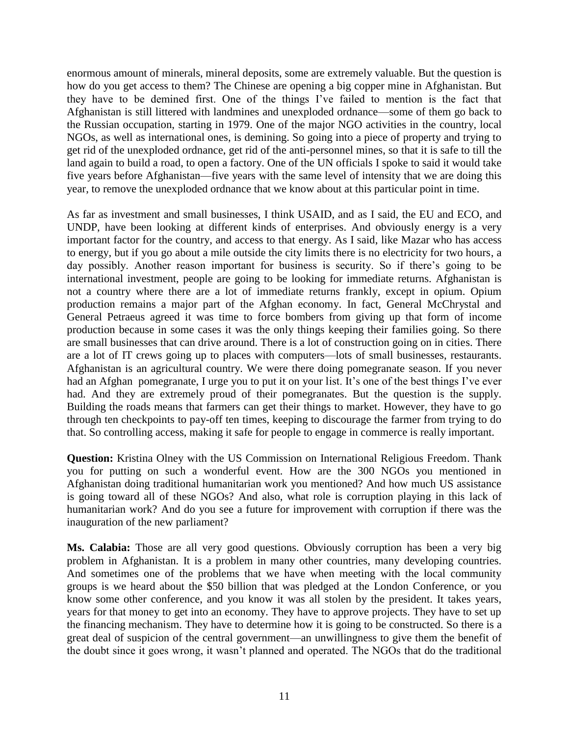enormous amount of minerals, mineral deposits, some are extremely valuable. But the question is how do you get access to them? The Chinese are opening a big copper mine in Afghanistan. But they have to be demined first. One of the things I've failed to mention is the fact that Afghanistan is still littered with landmines and unexploded ordnance—some of them go back to the Russian occupation, starting in 1979. One of the major NGO activities in the country, local NGOs, as well as international ones, is demining. So going into a piece of property and trying to get rid of the unexploded ordnance, get rid of the anti-personnel mines, so that it is safe to till the land again to build a road, to open a factory. One of the UN officials I spoke to said it would take five years before Afghanistan—five years with the same level of intensity that we are doing this year, to remove the unexploded ordnance that we know about at this particular point in time.

As far as investment and small businesses, I think USAID, and as I said, the EU and ECO, and UNDP, have been looking at different kinds of enterprises. And obviously energy is a very important factor for the country, and access to that energy. As I said, like Mazar who has access to energy, but if you go about a mile outside the city limits there is no electricity for two hours, a day possibly. Another reason important for business is security. So if there's going to be international investment, people are going to be looking for immediate returns. Afghanistan is not a country where there are a lot of immediate returns frankly, except in opium. Opium production remains a major part of the Afghan economy. In fact, General McChrystal and General Petraeus agreed it was time to force bombers from giving up that form of income production because in some cases it was the only things keeping their families going. So there are small businesses that can drive around. There is a lot of construction going on in cities. There are a lot of IT crews going up to places with computers—lots of small businesses, restaurants. Afghanistan is an agricultural country. We were there doing pomegranate season. If you never had an Afghan pomegranate, I urge you to put it on your list. It's one of the best things I've ever had. And they are extremely proud of their pomegranates. But the question is the supply. Building the roads means that farmers can get their things to market. However, they have to go through ten checkpoints to pay-off ten times, keeping to discourage the farmer from trying to do that. So controlling access, making it safe for people to engage in commerce is really important.

**Question:** Kristina Olney with the US Commission on International Religious Freedom. Thank you for putting on such a wonderful event. How are the 300 NGOs you mentioned in Afghanistan doing traditional humanitarian work you mentioned? And how much US assistance is going toward all of these NGOs? And also, what role is corruption playing in this lack of humanitarian work? And do you see a future for improvement with corruption if there was the inauguration of the new parliament?

**Ms. Calabia:** Those are all very good questions. Obviously corruption has been a very big problem in Afghanistan. It is a problem in many other countries, many developing countries. And sometimes one of the problems that we have when meeting with the local community groups is we heard about the \$50 billion that was pledged at the London Conference, or you know some other conference, and you know it was all stolen by the president. It takes years, years for that money to get into an economy. They have to approve projects. They have to set up the financing mechanism. They have to determine how it is going to be constructed. So there is a great deal of suspicion of the central government—an unwillingness to give them the benefit of the doubt since it goes wrong, it wasn't planned and operated. The NGOs that do the traditional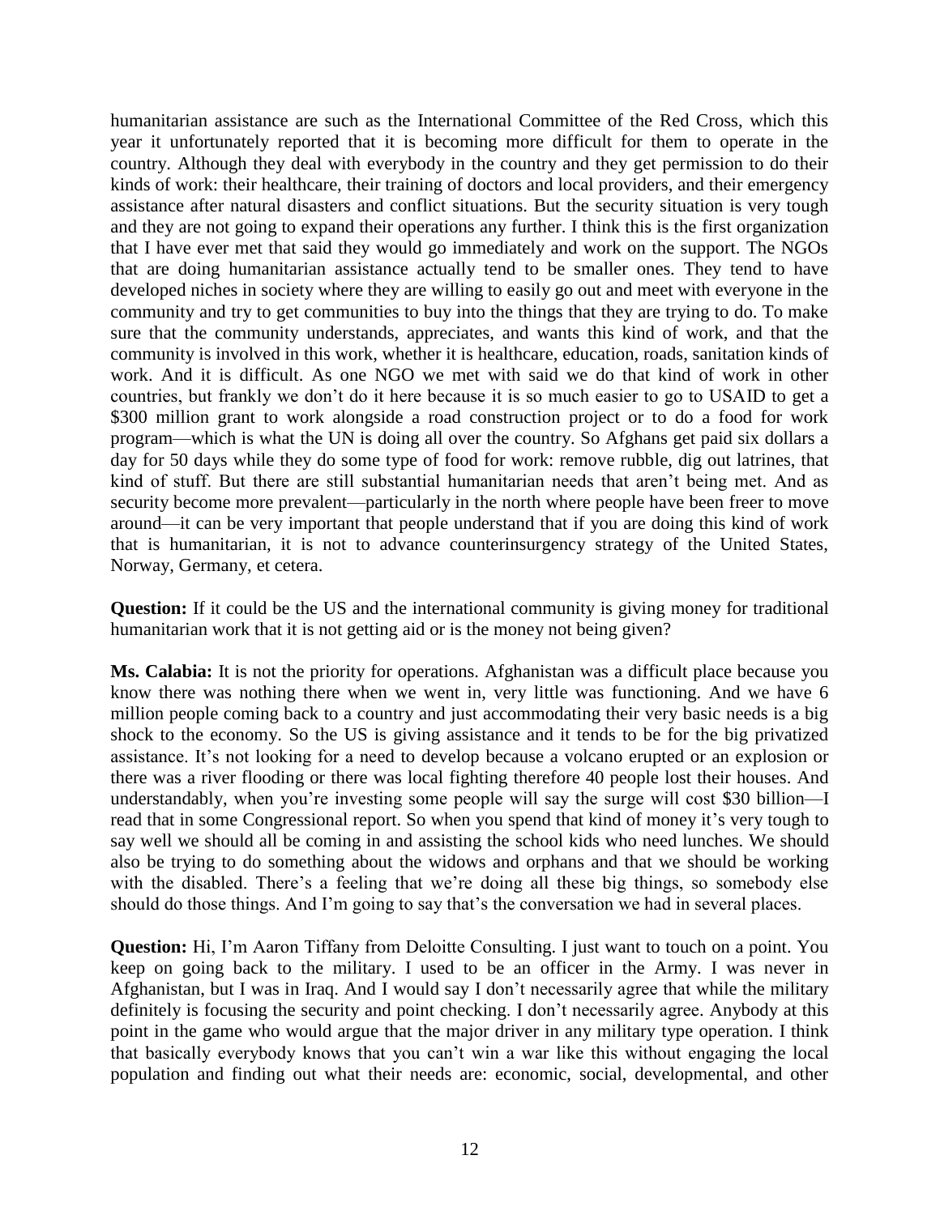humanitarian assistance are such as the International Committee of the Red Cross, which this year it unfortunately reported that it is becoming more difficult for them to operate in the country. Although they deal with everybody in the country and they get permission to do their kinds of work: their healthcare, their training of doctors and local providers, and their emergency assistance after natural disasters and conflict situations. But the security situation is very tough and they are not going to expand their operations any further. I think this is the first organization that I have ever met that said they would go immediately and work on the support. The NGOs that are doing humanitarian assistance actually tend to be smaller ones. They tend to have developed niches in society where they are willing to easily go out and meet with everyone in the community and try to get communities to buy into the things that they are trying to do. To make sure that the community understands, appreciates, and wants this kind of work, and that the community is involved in this work, whether it is healthcare, education, roads, sanitation kinds of work. And it is difficult. As one NGO we met with said we do that kind of work in other countries, but frankly we don't do it here because it is so much easier to go to USAID to get a $300 million grant to work alongside a road construction project or to do a food for work program—which is what the UN is doing all over the country. So Afghans get paid six dollars a day for 50 days while they do some type of food for work: remove rubble, dig out latrines, that kind of stuff. But there are still substantial humanitarian needs that aren't being met. And as security become more prevalent—particularly in the north where people have been freer to move around—it can be very important that people understand that if you are doing this kind of work that is humanitarian, it is not to advance counterinsurgency strategy of the United States, Norway, Germany, et cetera.

**Question:** If it could be the US and the international community is giving money for traditional humanitarian work that it is not getting aid or is the money not being given?

**Ms. Calabia:** It is not the priority for operations. Afghanistan was a difficult place because you know there was nothing there when we went in, very little was functioning. And we have 6 million people coming back to a country and just accommodating their very basic needs is a big shock to the economy. So the US is giving assistance and it tends to be for the big privatized assistance. It's not looking for a need to develop because a volcano erupted or an explosion or there was a river flooding or there was local fighting therefore 40 people lost their houses. And understandably, when you're investing some people will say the surge will cost $30 billion—I read that in some Congressional report. So when you spend that kind of money it's very tough to say well we should all be coming in and assisting the school kids who need lunches. We should also be trying to do something about the widows and orphans and that we should be working with the disabled. There's a feeling that we're doing all these big things, so somebody else should do those things. And I'm going to say that's the conversation we had in several places.

**Question:** Hi, I'm Aaron Tiffany from Deloitte Consulting. I just want to touch on a point. You keep on going back to the military. I used to be an officer in the Army. I was never in Afghanistan, but I was in Iraq. And I would say I don't necessarily agree that while the military definitely is focusing the security and point checking. I don't necessarily agree. Anybody at this point in the game who would argue that the major driver in any military type operation. I think that basically everybody knows that you can't win a war like this without engaging the local population and finding out what their needs are: economic, social, developmental, and other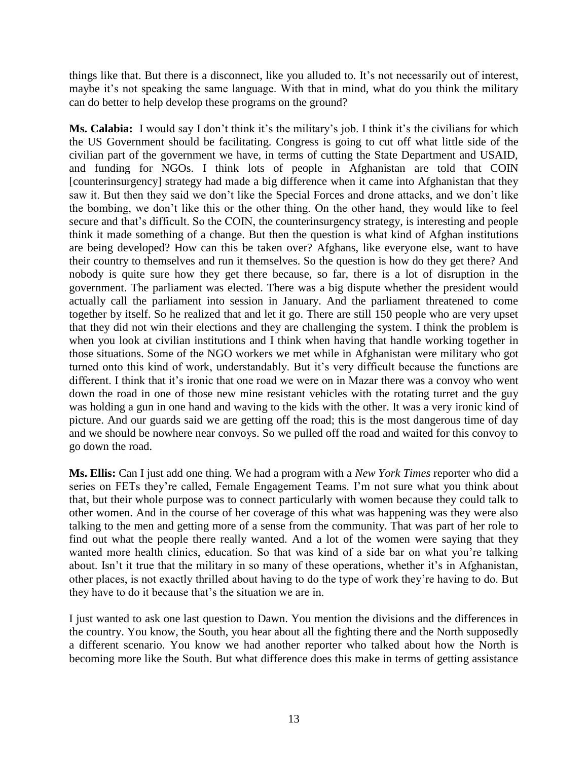things like that. But there is a disconnect, like you alluded to. It's not necessarily out of interest, maybe it's not speaking the same language. With that in mind, what do you think the military can do better to help develop these programs on the ground?

**Ms. Calabia:** I would say I don't think it's the military's job. I think it's the civilians for which the US Government should be facilitating. Congress is going to cut off what little side of the civilian part of the government we have, in terms of cutting the State Department and USAID, and funding for NGOs. I think lots of people in Afghanistan are told that COIN [counterinsurgency] strategy had made a big difference when it came into Afghanistan that they saw it. But then they said we don't like the Special Forces and drone attacks, and we don't like the bombing, we don't like this or the other thing. On the other hand, they would like to feel secure and that's difficult. So the COIN, the counterinsurgency strategy, is interesting and people think it made something of a change. But then the question is what kind of Afghan institutions are being developed? How can this be taken over? Afghans, like everyone else, want to have their country to themselves and run it themselves. So the question is how do they get there? And nobody is quite sure how they get there because, so far, there is a lot of disruption in the government. The parliament was elected. There was a big dispute whether the president would actually call the parliament into session in January. And the parliament threatened to come together by itself. So he realized that and let it go. There are still 150 people who are very upset that they did not win their elections and they are challenging the system. I think the problem is when you look at civilian institutions and I think when having that handle working together in those situations. Some of the NGO workers we met while in Afghanistan were military who got turned onto this kind of work, understandably. But it's very difficult because the functions are different. I think that it's ironic that one road we were on in Mazar there was a convoy who went down the road in one of those new mine resistant vehicles with the rotating turret and the guy was holding a gun in one hand and waving to the kids with the other. It was a very ironic kind of picture. And our guards said we are getting off the road; this is the most dangerous time of day and we should be nowhere near convoys. So we pulled off the road and waited for this convoy to go down the road.

**Ms. Ellis:** Can I just add one thing. We had a program with a *New York Times* reporter who did a series on FETs they're called, Female Engagement Teams. I'm not sure what you think about that, but their whole purpose was to connect particularly with women because they could talk to other women. And in the course of her coverage of this what was happening was they were also talking to the men and getting more of a sense from the community. That was part of her role to find out what the people there really wanted. And a lot of the women were saying that they wanted more health clinics, education. So that was kind of a side bar on what you're talking about. Isn't it true that the military in so many of these operations, whether it's in Afghanistan, other places, is not exactly thrilled about having to do the type of work they're having to do. But they have to do it because that's the situation we are in.

I just wanted to ask one last question to Dawn. You mention the divisions and the differences in the country. You know, the South, you hear about all the fighting there and the North supposedly a different scenario. You know we had another reporter who talked about how the North is becoming more like the South. But what difference does this make in terms of getting assistance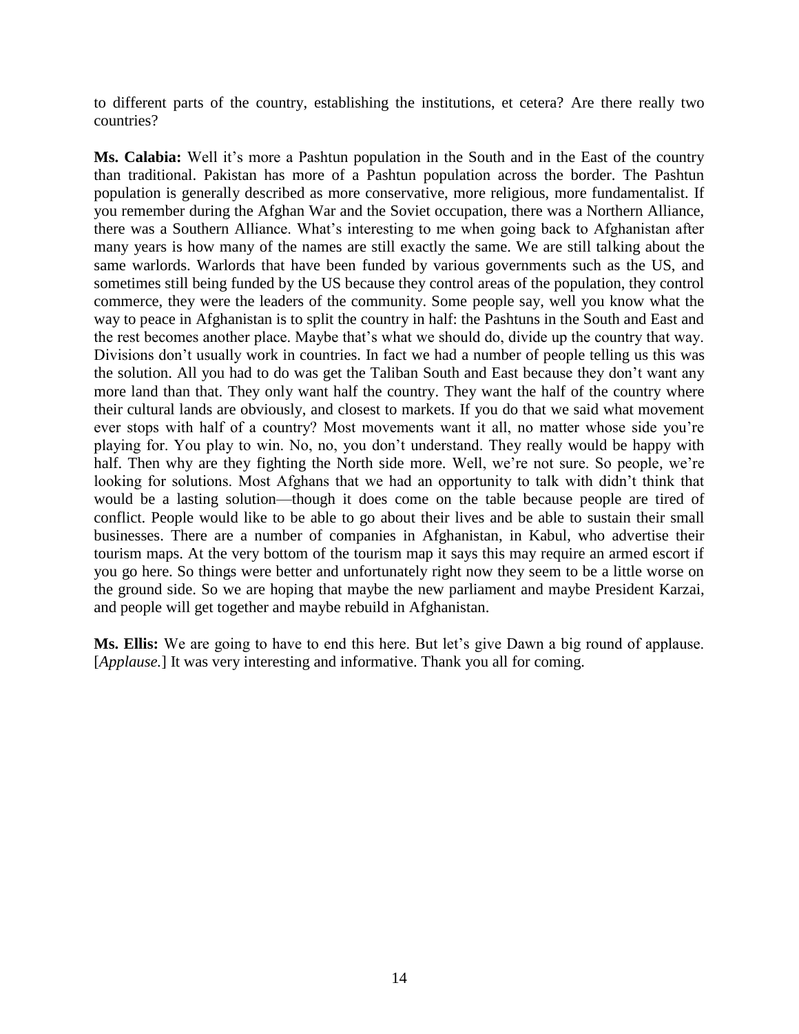to different parts of the country, establishing the institutions, et cetera? Are there really two countries?

**Ms. Calabia:** Well it's more a Pashtun population in the South and in the East of the country than traditional. Pakistan has more of a Pashtun population across the border. The Pashtun population is generally described as more conservative, more religious, more fundamentalist. If you remember during the Afghan War and the Soviet occupation, there was a Northern Alliance, there was a Southern Alliance. What's interesting to me when going back to Afghanistan after many years is how many of the names are still exactly the same. We are still talking about the same warlords. Warlords that have been funded by various governments such as the US, and sometimes still being funded by the US because they control areas of the population, they control commerce, they were the leaders of the community. Some people say, well you know what the way to peace in Afghanistan is to split the country in half: the Pashtuns in the South and East and the rest becomes another place. Maybe that's what we should do, divide up the country that way. Divisions don't usually work in countries. In fact we had a number of people telling us this was the solution. All you had to do was get the Taliban South and East because they don't want any more land than that. They only want half the country. They want the half of the country where their cultural lands are obviously, and closest to markets. If you do that we said what movement ever stops with half of a country? Most movements want it all, no matter whose side you're playing for. You play to win. No, no, you don't understand. They really would be happy with half. Then why are they fighting the North side more. Well, we're not sure. So people, we're looking for solutions. Most Afghans that we had an opportunity to talk with didn't think that would be a lasting solution—though it does come on the table because people are tired of conflict. People would like to be able to go about their lives and be able to sustain their small businesses. There are a number of companies in Afghanistan, in Kabul, who advertise their tourism maps. At the very bottom of the tourism map it says this may require an armed escort if you go here. So things were better and unfortunately right now they seem to be a little worse on the ground side. So we are hoping that maybe the new parliament and maybe President Karzai, and people will get together and maybe rebuild in Afghanistan.

**Ms. Ellis:** We are going to have to end this here. But let's give Dawn a big round of applause. [*Applause.*] It was very interesting and informative. Thank you all for coming.